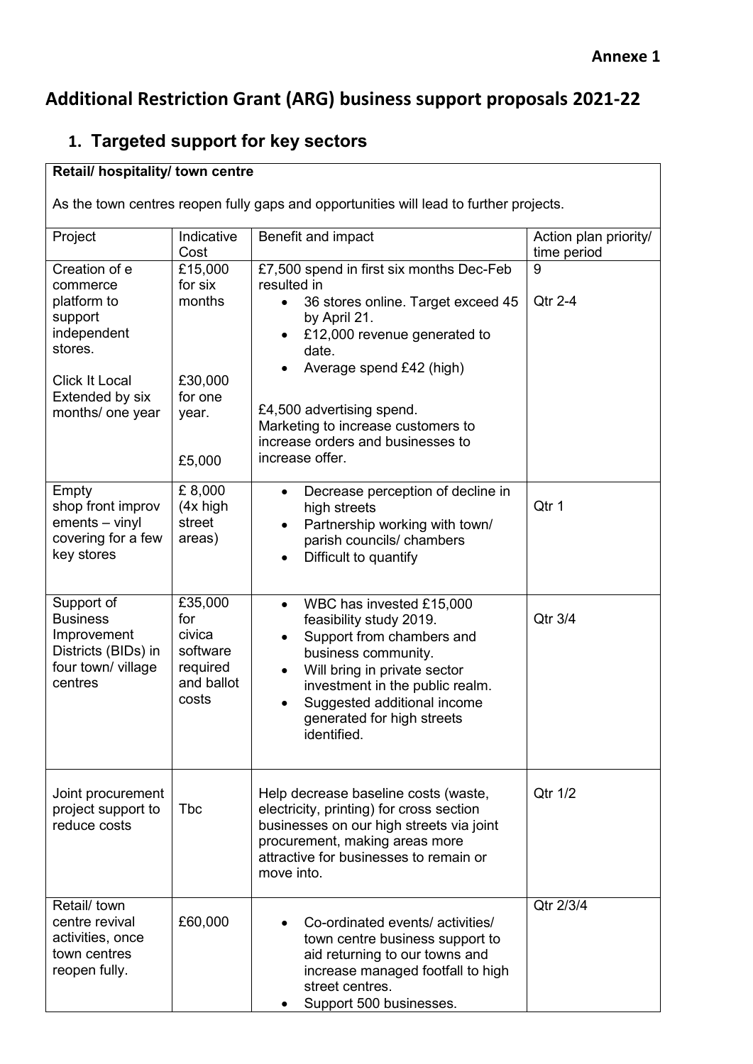**Annexe 1**

# Additional Restriction Grant (ARG) business support proposals 2021-22

## 1. Targeted support for key sectors

**Retail/ hospitality/ town centre**

As the town centres reopen fully gaps and opportunities will lead to further projects.

| Project | Indicative Cost | Benefit and impact | Action plan priority/ time period |
|---|---|---|---|
| Creation of e commerce platform to support independent stores.<br><br>Click It Local Extended by six months/ one year | £15,000 for six months<br><br>£30,000 for one year.<br><br>£5,000 | £7,500 spend in first six months Dec-Feb resulted in<br>• 36 stores online. Target exceed 45 by April 21.<br>• £12,000 revenue generated to date.<br>• Average spend £42 (high)<br><br>£4,500 advertising spend.<br>Marketing to increase customers to increase orders and businesses to increase offer. | 9<br><br>Qtr 2-4 |
| Empty shop front improv ements – vinyl covering for a few key stores | £ 8,000 (4x high street areas) | • Decrease perception of decline in high streets<br>• Partnership working with town/ parish councils/ chambers<br>• Difficult to quantify | Qtr 1 |
| Support of Business Improvement Districts (BIDs) in four town/ village centres | £35,000 for civica software required and ballot costs | • WBC has invested £15,000 feasibility study 2019.<br>• Support from chambers and business community.<br>• Will bring in private sector investment in the public realm.<br>• Suggested additional income generated for high streets identified. | Qtr 3/4 |
| Joint procurement project support to reduce costs | Tbc | Help decrease baseline costs (waste, electricity, printing) for cross section businesses on our high streets via joint procurement, making areas more attractive for businesses to remain or move into. | Qtr 1/2 |
| Retail/ town centre revival activities, once town centres reopen fully. | £60,000 | • Co-ordinated events/ activities/ town centre business support to aid returning to our towns and increase managed footfall to high street centres.<br>• Support 500 businesses. | Qtr 2/3/4 |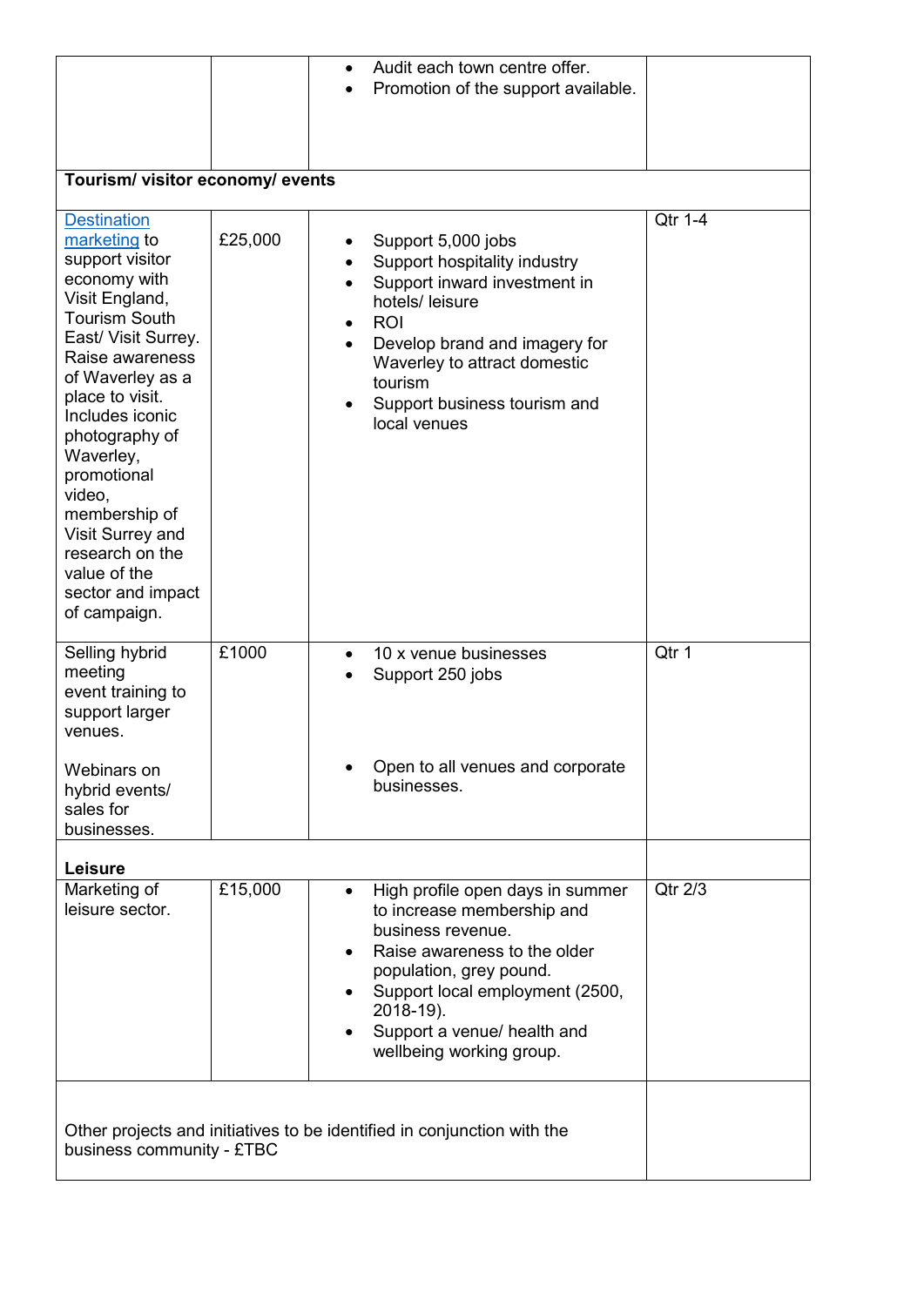| | | | |
|---|---|---|---|
| | | • Audit each town centre offer.<br>• Promotion of the support available. | |
| **Tourism/ visitor economy/ events** | | | |
| Destination marketing to support visitor economy with Visit England, Tourism South East/ Visit Surrey. Raise awareness of Waverley as a place to visit. Includes iconic photography of Waverley, promotional video, membership of Visit Surrey and research on the value of the sector and impact of campaign. | £25,000 | • Support 5,000 jobs<br>• Support hospitality industry<br>• Support inward investment in hotels/ leisure<br>• ROI<br>• Develop brand and imagery for Waverley to attract domestic tourism<br>• Support business tourism and local venues | Qtr 1-4 |
| Selling hybrid meeting event training to support larger venues.<br><br>Webinars on hybrid events/ sales for businesses. | £1000 | • 10 x venue businesses<br>• Support 250 jobs<br><br>• Open to all venues and corporate businesses. | Qtr 1 |
| **Leisure** | | | |
| Marketing of leisure sector. | £15,000 | • High profile open days in summer to increase membership and business revenue.<br>• Raise awareness to the older population, grey pound.<br>• Support local employment (2500, 2018-19).<br>• Support a venue/ health and wellbeing working group. | Qtr 2/3 |
| Other projects and initiatives to be identified in conjunction with the business community - £TBC | | | |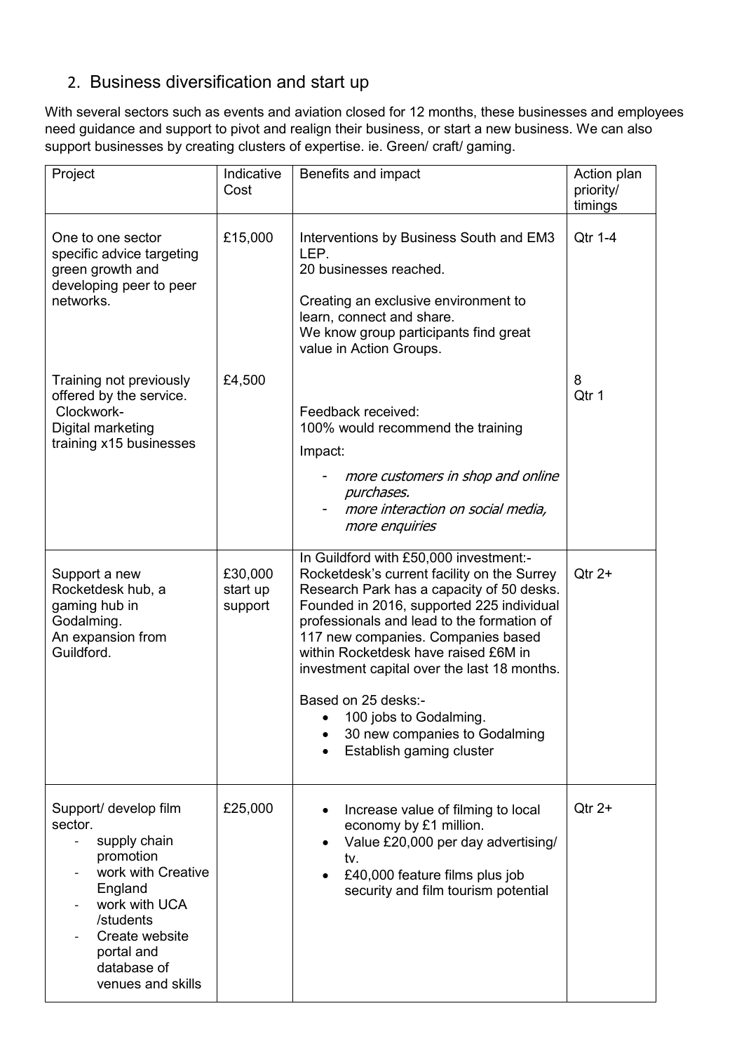## 2. Business diversification and start up

With several sectors such as events and aviation closed for 12 months, these businesses and employees need guidance and support to pivot and realign their business, or start a new business. We can also support businesses by creating clusters of expertise. ie. Green/ craft/ gaming.

| Project | Indicative Cost | Benefits and impact | Action plan priority/ timings |
|---|---|---|---|
| One to one sector specific advice targeting green growth and developing peer to peer networks.<br><br>Training not previously offered by the service. Clockwork- Digital marketing training x15 businesses | £15,000<br><br>£4,500 | Interventions by Business South and EM3 LEP.<br>20 businesses reached.<br><br>Creating an exclusive environment to learn, connect and share.<br>We know group participants find great value in Action Groups.<br><br>Feedback received:<br>100% would recommend the training<br>Impact:<br>- *more customers in shop and online purchases.*<br>- *more interaction on social media, more enquiries* | Qtr 1-4<br><br>8<br>Qtr 1 |
| Support a new Rocketdesk hub, a gaming hub in Godalming.<br>An expansion from Guildford. | £30,000 start up support | In Guildford with £50,000 investment:- Rocketdesk's current facility on the Surrey Research Park has a capacity of 50 desks. Founded in 2016, supported 225 individual professionals and lead to the formation of 117 new companies. Companies based within Rocketdesk have raised £6M in investment capital over the last 18 months.<br><br>Based on 25 desks:-<br>• 100 jobs to Godalming.<br>• 30 new companies to Godalming<br>• Establish gaming cluster | Qtr 2+ |
| Support/ develop film sector.<br>- supply chain promotion<br>- work with Creative England<br>- work with UCA /students<br>- Create website portal and database of venues and skills | £25,000 | • Increase value of filming to local economy by £1 million.<br>• Value £20,000 per day advertising/ tv.<br>• £40,000 feature films plus job security and film tourism potential | Qtr 2+ |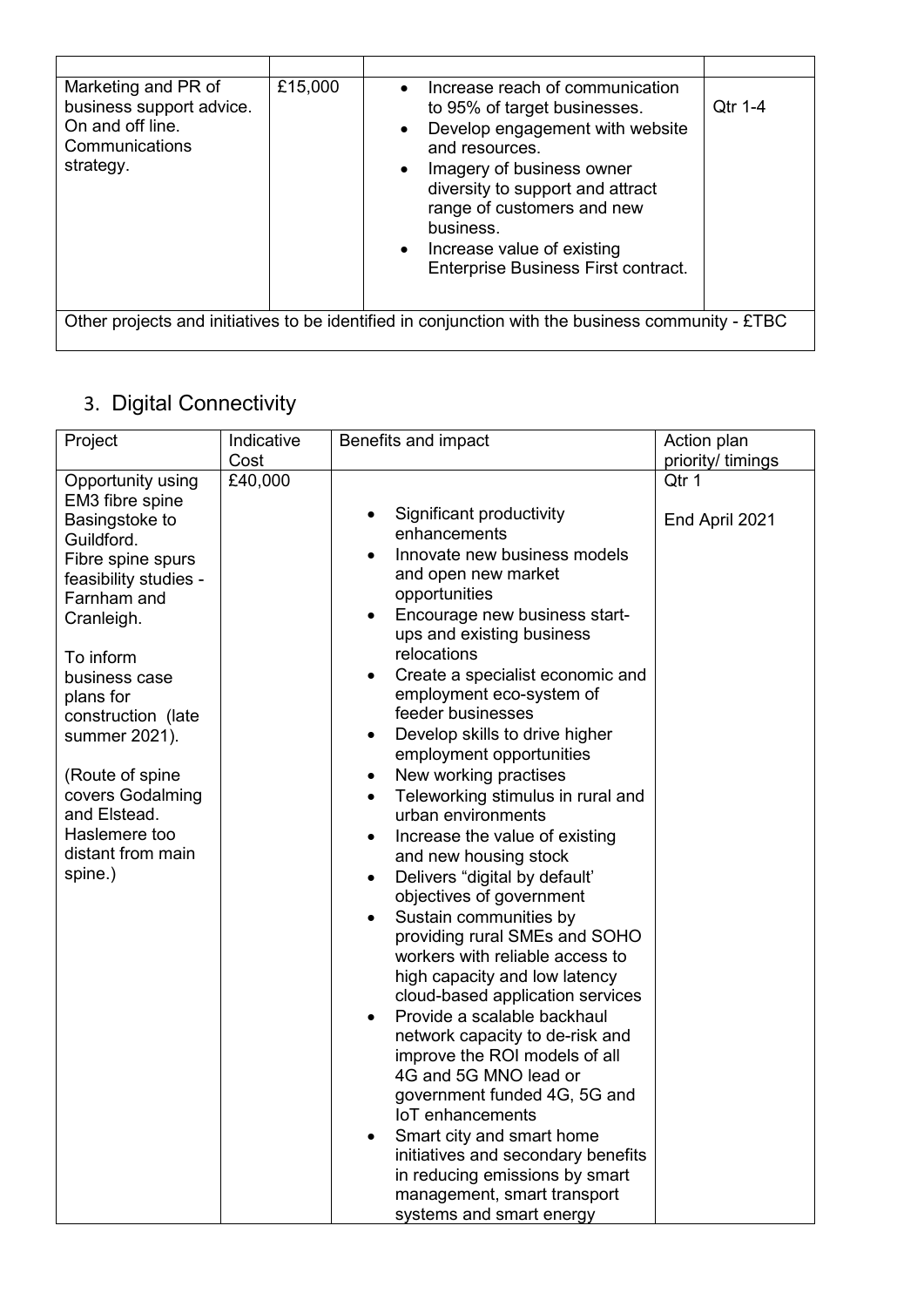| | | | |
|---|---|---|---|
| Marketing and PR of business support advice. On and off line. Communications strategy. | £15,000 | • Increase reach of communication to 95% of target businesses.<br>• Develop engagement with website and resources.<br>• Imagery of business owner diversity to support and attract range of customers and new business.<br>• Increase value of existing Enterprise Business First contract. | Qtr 1-4 |
| Other projects and initiatives to be identified in conjunction with the business community - £TBC | | | |

## 3. Digital Connectivity

| Project | Indicative Cost | Benefits and impact | Action plan priority/ timings |
|---|---|---|---|
| Opportunity using EM3 fibre spine Basingstoke to Guildford.<br>Fibre spine spurs feasibility studies - Farnham and Cranleigh.<br><br>To inform business case plans for construction (late summer 2021).<br><br>(Route of spine covers Godalming and Elstead. Haslemere too distant from main spine.) | £40,000 | • Significant productivity enhancements<br>• Innovate new business models and open new market opportunities<br>• Encourage new business start-ups and existing business relocations<br>• Create a specialist economic and employment eco-system of feeder businesses<br>• Develop skills to drive higher employment opportunities<br>• New working practises<br>• Teleworking stimulus in rural and urban environments<br>• Increase the value of existing and new housing stock<br>• Delivers "digital by default' objectives of government<br>• Sustain communities by providing rural SMEs and SOHO workers with reliable access to high capacity and low latency cloud-based application services<br>• Provide a scalable backhaul network capacity to de-risk and improve the ROI models of all 4G and 5G MNO lead or government funded 4G, 5G and IoT enhancements<br>• Smart city and smart home initiatives and secondary benefits in reducing emissions by smart management, smart transport systems and smart energy | Qtr 1<br><br>End April 2021 |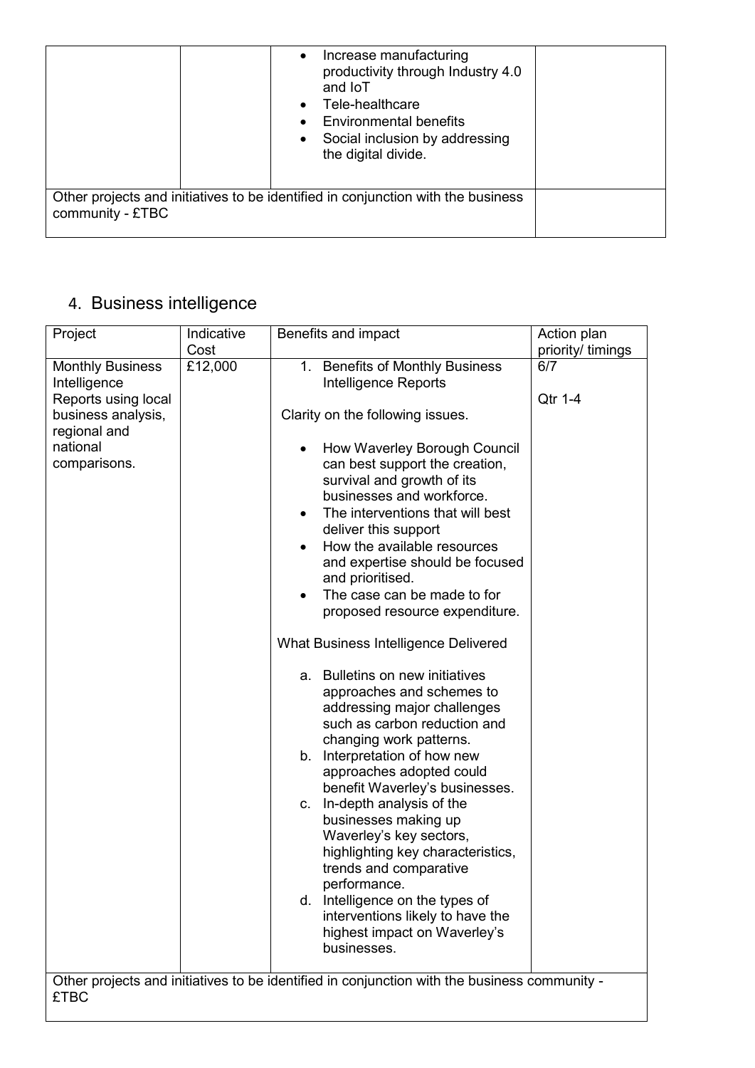| | | | |
|---|---|---|---|
| | | • Increase manufacturing productivity through Industry 4.0 and IoT<br>• Tele-healthcare<br>• Environmental benefits<br>• Social inclusion by addressing the digital divide. | |
| Other projects and initiatives to be identified in conjunction with the business community - £TBC | | | |

## 4. Business intelligence

| Project | Indicative Cost | Benefits and impact | Action plan priority/ timings |
|---|---|---|---|
| Monthly Business Intelligence Reports using local business analysis, regional and national comparisons. | £12,000 | 1. Benefits of Monthly Business Intelligence Reports<br><br>Clarity on the following issues.<br><br>• How Waverley Borough Council can best support the creation, survival and growth of its businesses and workforce.<br>• The interventions that will best deliver this support<br>• How the available resources and expertise should be focused and prioritised.<br>• The case can be made to for proposed resource expenditure.<br><br>What Business Intelligence Delivered<br><br>a. Bulletins on new initiatives approaches and schemes to addressing major challenges such as carbon reduction and changing work patterns.<br>b. Interpretation of how new approaches adopted could benefit Waverley's businesses.<br>c. In-depth analysis of the businesses making up Waverley's key sectors, highlighting key characteristics, trends and comparative performance.<br>d. Intelligence on the types of interventions likely to have the highest impact on Waverley's businesses. | 6/7<br><br>Qtr 1-4 |
| Other projects and initiatives to be identified in conjunction with the business community - £TBC | | | |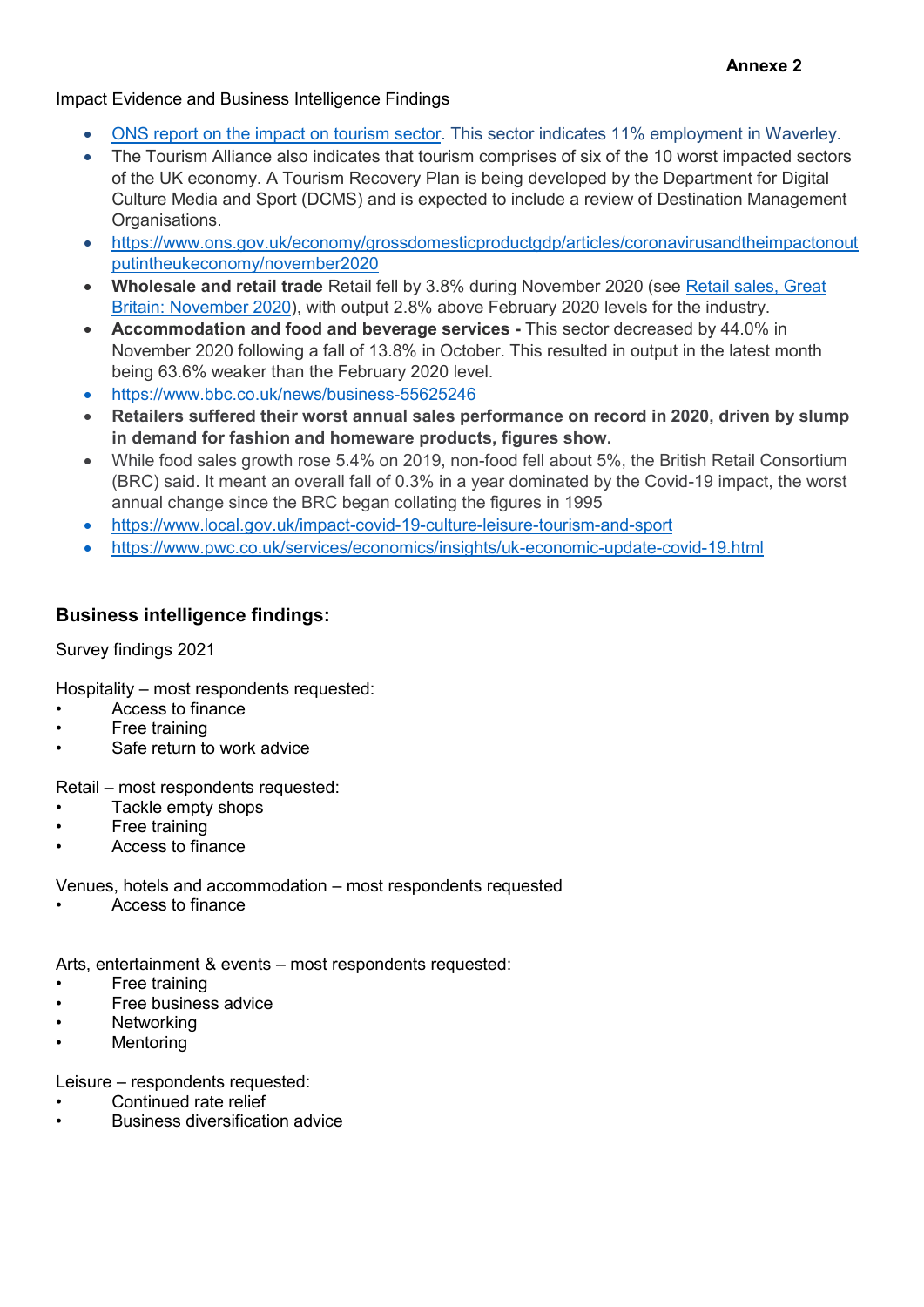**Annexe 2**

Impact Evidence and Business Intelligence Findings

- ONS report on the impact on tourism sector. This sector indicates 11% employment in Waverley.
- The Tourism Alliance also indicates that tourism comprises of six of the 10 worst impacted sectors of the UK economy. A Tourism Recovery Plan is being developed by the Department for Digital Culture Media and Sport (DCMS) and is expected to include a review of Destination Management Organisations.
- https://www.ons.gov.uk/economy/grossdomesticproductgdp/articles/coronavirusandtheimpactonoutputintheukeconomy/november2020
- **Wholesale and retail trade** Retail fell by 3.8% during November 2020 (see Retail sales, Great Britain: November 2020), with output 2.8% above February 2020 levels for the industry.
- **Accommodation and food and beverage services -** This sector decreased by 44.0% in November 2020 following a fall of 13.8% in October. This resulted in output in the latest month being 63.6% weaker than the February 2020 level.
- https://www.bbc.co.uk/news/business-55625246
- **Retailers suffered their worst annual sales performance on record in 2020, driven by slump in demand for fashion and homeware products, figures show.**
- While food sales growth rose 5.4% on 2019, non-food fell about 5%, the British Retail Consortium (BRC) said. It meant an overall fall of 0.3% in a year dominated by the Covid-19 impact, the worst annual change since the BRC began collating the figures in 1995
- https://www.local.gov.uk/impact-covid-19-culture-leisure-tourism-and-sport
- https://www.pwc.co.uk/services/economics/insights/uk-economic-update-covid-19.html

## Business intelligence findings:

Survey findings 2021

Hospitality – most respondents requested:
- Access to finance
- Free training
- Safe return to work advice

Retail – most respondents requested:
- Tackle empty shops
- Free training
- Access to finance

Venues, hotels and accommodation – most respondents requested
- Access to finance

Arts, entertainment & events – most respondents requested:
- Free training
- Free business advice
- Networking
- Mentoring

Leisure – respondents requested:
- Continued rate relief
- Business diversification advice